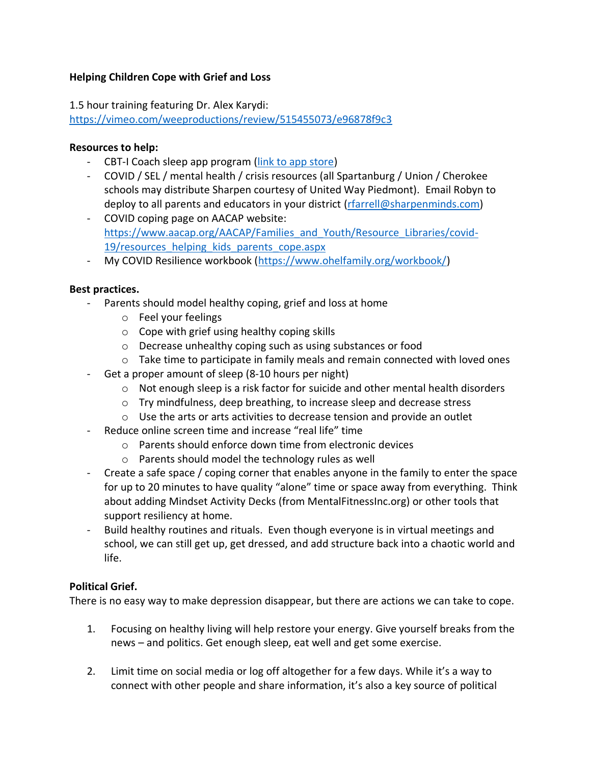**Helping Children Cope with Grief and Loss**

1.5 hour training featuring Dr. Alex Karydi:
https://vimeo.com/weeproductions/review/515455073/e96878f9c3

**Resources to help:**

- CBT-I Coach sleep app program (link to app store)
- COVID / SEL / mental health / crisis resources (all Spartanburg / Union / Cherokee schools may distribute Sharpen courtesy of United Way Piedmont). Email Robyn to deploy to all parents and educators in your district (rfarrell@sharpenminds.com)
- COVID coping page on AACAP website: https://www.aacap.org/AACAP/Families_and_Youth/Resource_Libraries/covid-19/resources_helping_kids_parents_cope.aspx
- My COVID Resilience workbook (https://www.ohelfamily.org/workbook/)

**Best practices.**

- Parents should model healthy coping, grief and loss at home
  - Feel your feelings
  - Cope with grief using healthy coping skills
  - Decrease unhealthy coping such as using substances or food
  - Take time to participate in family meals and remain connected with loved ones
- Get a proper amount of sleep (8-10 hours per night)
  - Not enough sleep is a risk factor for suicide and other mental health disorders
  - Try mindfulness, deep breathing, to increase sleep and decrease stress
  - Use the arts or arts activities to decrease tension and provide an outlet
- Reduce online screen time and increase "real life" time
  - Parents should enforce down time from electronic devices
  - Parents should model the technology rules as well
- Create a safe space / coping corner that enables anyone in the family to enter the space for up to 20 minutes to have quality "alone" time or space away from everything. Think about adding Mindset Activity Decks (from MentalFitnessInc.org) or other tools that support resiliency at home.
- Build healthy routines and rituals. Even though everyone is in virtual meetings and school, we can still get up, get dressed, and add structure back into a chaotic world and life.

**Political Grief.**

There is no easy way to make depression disappear, but there are actions we can take to cope.

1. Focusing on healthy living will help restore your energy. Give yourself breaks from the news – and politics. Get enough sleep, eat well and get some exercise.

2. Limit time on social media or log off altogether for a few days. While it's a way to connect with other people and share information, it's also a key source of political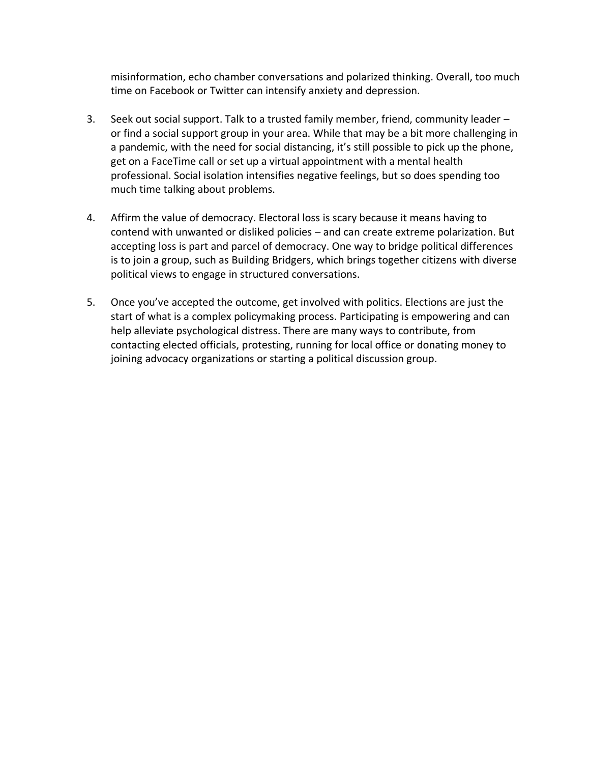misinformation, echo chamber conversations and polarized thinking. Overall, too much time on Facebook or Twitter can intensify anxiety and depression.

3. Seek out social support. Talk to a trusted family member, friend, community leader – or find a social support group in your area. While that may be a bit more challenging in a pandemic, with the need for social distancing, it's still possible to pick up the phone, get on a FaceTime call or set up a virtual appointment with a mental health professional. Social isolation intensifies negative feelings, but so does spending too much time talking about problems.

4. Affirm the value of democracy. Electoral loss is scary because it means having to contend with unwanted or disliked policies – and can create extreme polarization. But accepting loss is part and parcel of democracy. One way to bridge political differences is to join a group, such as Building Bridgers, which brings together citizens with diverse political views to engage in structured conversations.

5. Once you've accepted the outcome, get involved with politics. Elections are just the start of what is a complex policymaking process. Participating is empowering and can help alleviate psychological distress. There are many ways to contribute, from contacting elected officials, protesting, running for local office or donating money to joining advocacy organizations or starting a political discussion group.